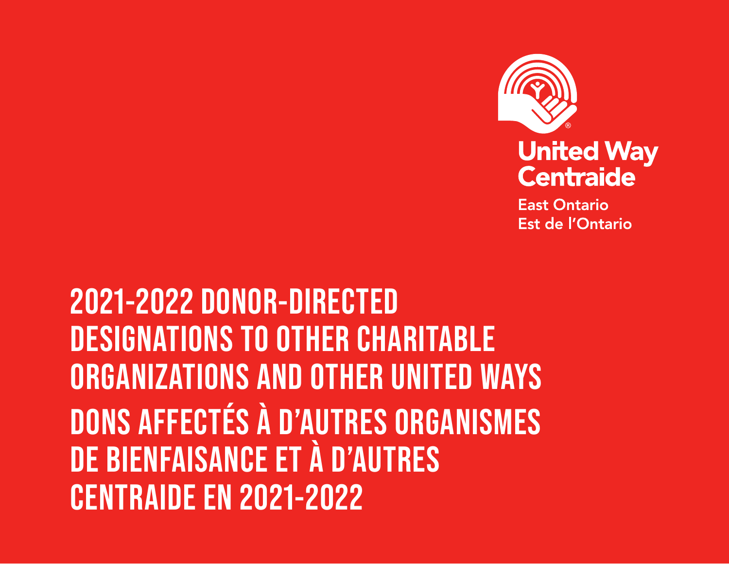United Way
Centraide

East Ontario
Est de l'Ontario

# 2021-2022 DONOR-DIRECTED DESIGNATIONS TO OTHER CHARITABLE ORGANIZATIONS AND OTHER UNITED WAYS

# DONS AFFECTÉS À D'AUTRES ORGANISMES DE BIENFAISANCE ET À D'AUTRES CENTRAIDE EN 2021-2022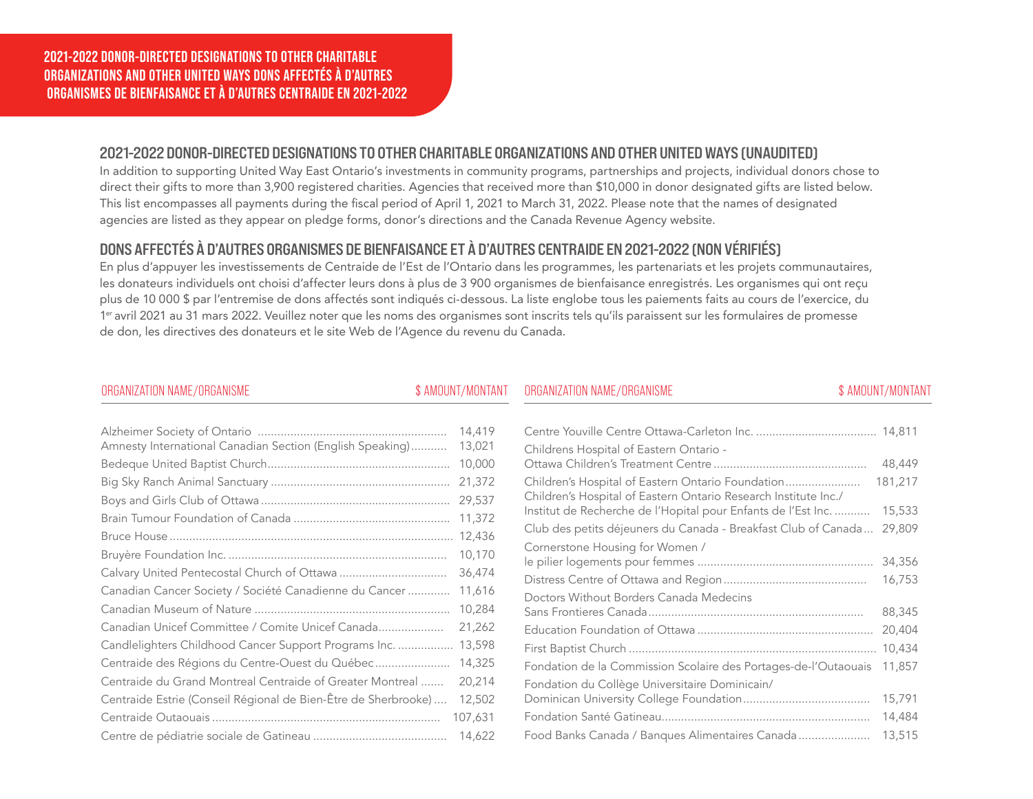# 2021-2022 DONOR-DIRECTED DESIGNATIONS TO OTHER CHARITABLE ORGANIZATIONS AND OTHER UNITED WAYS DONS AFFECTÉS À D'AUTRES ORGANISMES DE BIENFAISANCE ET À D'AUTRES CENTRAIDE EN 2021-2022

## 2021-2022 DONOR-DIRECTED DESIGNATIONS TO OTHER CHARITABLE ORGANIZATIONS AND OTHER UNITED WAYS (UNAUDITED)

In addition to supporting United Way East Ontario's investments in community programs, partnerships and projects, individual donors chose to direct their gifts to more than 3,900 registered charities. Agencies that received more than $10,000 in donor designated gifts are listed below. This list encompasses all payments during the fiscal period of April 1, 2021 to March 31, 2022. Please note that the names of designated agencies are listed as they appear on pledge forms, donor's directions and the Canada Revenue Agency website.

## DONS AFFECTÉS À D'AUTRES ORGANISMES DE BIENFAISANCE ET À D'AUTRES CENTRAIDE EN 2021-2022 (NON VÉRIFIÉS)

En plus d'appuyer les investissements de Centraide de l'Est de l'Ontario dans les programmes, les partenariats et les projets communautaires, les donateurs individuels ont choisi d'affecter leurs dons à plus de 3 900 organismes de bienfaisance enregistrés. Les organismes qui ont reçu plus de 10 000 $ par l'entremise de dons affectés sont indiqués ci-dessous. La liste englobe tous les paiements faits au cours de l'exercice, du 1er avril 2021 au 31 mars 2022. Veuillez noter que les noms des organismes sont inscrits tels qu'ils paraissent sur les formulaires de promesse de don, les directives des donateurs et le site Web de l'Agence du revenu du Canada.

| ORGANIZATION NAME/ORGANISME | $ AMOUNT/MONTANT |
|---|---|
| Alzheimer Society of Ontario | 14,419 |
| Amnesty International Canadian Section (English Speaking) | 13,021 |
| Bedeque United Baptist Church | 10,000 |
| Big Sky Ranch Animal Sanctuary | 21,372 |
| Boys and Girls Club of Ottawa | 29,537 |
| Brain Tumour Foundation of Canada | 11,372 |
| Bruce House | 12,436 |
| Bruyère Foundation Inc. | 10,170 |
| Calvary United Pentecostal Church of Ottawa | 36,474 |
| Canadian Cancer Society / Société Canadienne du Cancer | 11,616 |
| Canadian Museum of Nature | 10,284 |
| Canadian Unicef Committee / Comite Unicef Canada | 21,262 |
| Candlelighters Childhood Cancer Support Programs Inc. | 13,598 |
| Centraide des Régions du Centre-Ouest du Québec | 14,325 |
| Centraide du Grand Montreal Centraide of Greater Montreal | 20,214 |
| Centraide Estrie (Conseil Régional de Bien-Être de Sherbrooke) | 12,502 |
| Centraide Outaouais | 107,631 |
| Centre de pédiatrie sociale de Gatineau | 14,622 |
| Centre Youville Centre Ottawa-Carleton Inc. | 14,811 |
| Childrens Hospital of Eastern Ontario - Ottawa Children's Treatment Centre | 48,449 |
| Children's Hospital of Eastern Ontario Foundation | 181,217 |
| Children's Hospital of Eastern Ontario Research Institute Inc./ Institut de Recherche de l'Hopital pour Enfants de l'Est Inc. | 15,533 |
| Club des petits déjeuners du Canada - Breakfast Club of Canada | 29,809 |
| Cornerstone Housing for Women / le pilier logements pour femmes | 34,356 |
| Distress Centre of Ottawa and Region | 16,753 |
| Doctors Without Borders Canada Medecins Sans Frontieres Canada | 88,345 |
| Education Foundation of Ottawa | 20,404 |
| First Baptist Church | 10,434 |
| Fondation de la Commission Scolaire des Portages-de-l'Outaouais | 11,857 |
| Fondation du Collège Universitaire Dominicain/ Dominican University College Foundation | 15,791 |
| Fondation Santé Gatineau | 14,484 |
| Food Banks Canada / Banques Alimentaires Canada | 13,515 |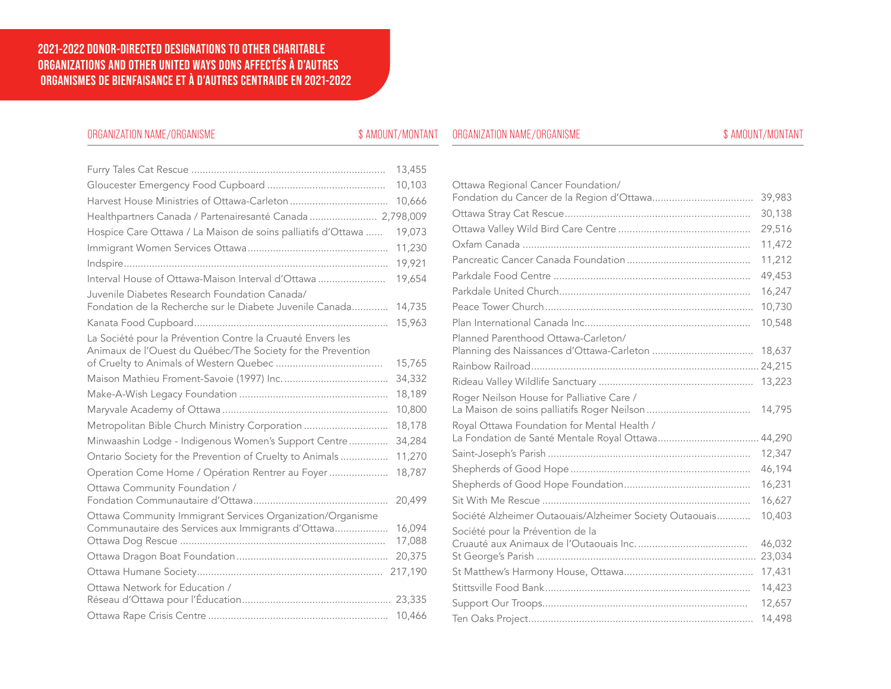## 2021-2022 DONOR-DIRECTED DESIGNATIONS TO OTHER CHARITABLE ORGANIZATIONS AND OTHER UNITED WAYS DONS AFFECTÉS À D'AUTRES ORGANISMES DE BIENFAISANCE ET À D'AUTRES CENTRAIDE EN 2021-2022

| ORGANIZATION NAME/ORGANISME | $ AMOUNT/MONTANT |
|---|---|
| Furry Tales Cat Rescue | 13,455 |
| Gloucester Emergency Food Cupboard | 10,103 |
| Harvest House Ministries of Ottawa-Carleton | 10,666 |
| Healthpartners Canada / Partenairesanté Canada | 2,798,009 |
| Hospice Care Ottawa / La Maison de soins palliatifs d'Ottawa | 19,073 |
| Immigrant Women Services Ottawa | 11,230 |
| Indspire | 19,921 |
| Interval House of Ottawa-Maison Interval d'Ottawa | 19,654 |
| Juvenile Diabetes Research Foundation Canada/ Fondation de la Recherche sur le Diabete Juvenile Canada | 14,735 |
| Kanata Food Cupboard | 15,963 |
| La Société pour la Prévention Contre la Cruauté Envers les Animaux de l'Ouest du Québec/The Society for the Prevention of Cruelty to Animals of Western Quebec | 15,765 |
| Maison Mathieu Froment-Savoie (1997) Inc. | 34,332 |
| Make-A-Wish Legacy Foundation | 18,189 |
| Maryvale Academy of Ottawa | 10,800 |
| Metropolitan Bible Church Ministry Corporation | 18,178 |
| Minwaashin Lodge - Indigenous Women's Support Centre | 34,284 |
| Ontario Society for the Prevention of Cruelty to Animals | 11,270 |
| Operation Come Home / Opération Rentrer au Foyer | 18,787 |
| Ottawa Community Foundation / Fondation Communautaire d'Ottawa | 20,499 |
| Ottawa Community Immigrant Services Organization/Organisme Communautaire des Services aux Immigrants d'Ottawa | 16,094 |
| Ottawa Dog Rescue | 17,088 |
| Ottawa Dragon Boat Foundation | 20,375 |
| Ottawa Humane Society | 217,190 |
| Ottawa Network for Education / Réseau d'Ottawa pour l'Éducation | 23,335 |
| Ottawa Rape Crisis Centre | 10,466 |
| Ottawa Regional Cancer Foundation/ Fondation du Cancer de la Region d'Ottawa | 39,983 |
| Ottawa Stray Cat Rescue | 30,138 |
| Ottawa Valley Wild Bird Care Centre | 29,516 |
| Oxfam Canada | 11,472 |
| Pancreatic Cancer Canada Foundation | 11,212 |
| Parkdale Food Centre | 49,453 |
| Parkdale United Church | 16,247 |
| Peace Tower Church | 10,730 |
| Plan International Canada Inc. | 10,548 |
| Planned Parenthood Ottawa-Carleton/ Planning des Naissances d'Ottawa-Carleton | 18,637 |
| Rainbow Railroad | 24,215 |
| Rideau Valley Wildlife Sanctuary | 13,223 |
| Roger Neilson House for Palliative Care / La Maison de soins palliatifs Roger Neilson | 14,795 |
| Royal Ottawa Foundation for Mental Health / La Fondation de Santé Mentale Royal Ottawa | 44,290 |
| Saint-Joseph's Parish | 12,347 |
| Shepherds of Good Hope | 46,194 |
| Shepherds of Good Hope Foundation | 16,231 |
| Sit With Me Rescue | 16,627 |
| Société Alzheimer Outaouais/Alzheimer Society Outaouais | 10,403 |
| Société pour la Prévention de la Cruauté aux Animaux de l'Outaouais Inc. | 46,032 |
| St George's Parish | 23,034 |
| St Matthew's Harmony House, Ottawa | 17,431 |
| Stittsville Food Bank | 14,423 |
| Support Our Troops | 12,657 |
| Ten Oaks Project | 14,498 |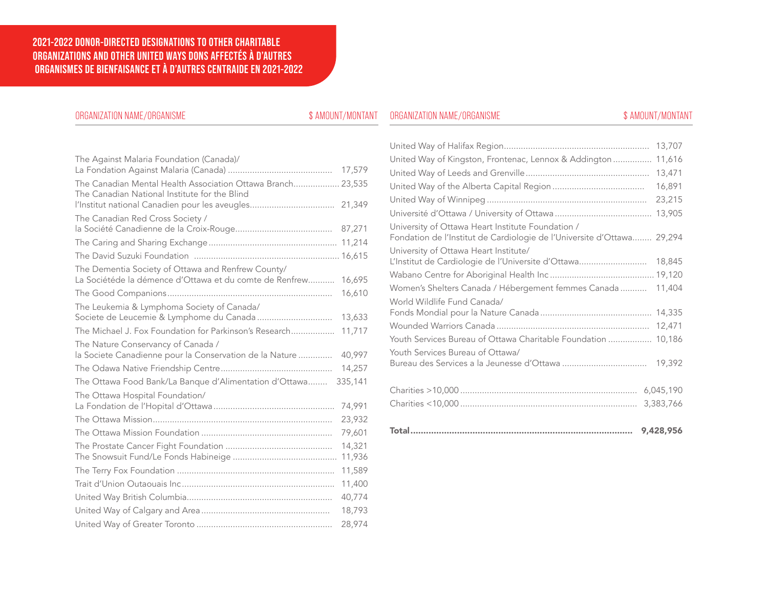# 2021-2022 DONOR-DIRECTED DESIGNATIONS TO OTHER CHARITABLE ORGANIZATIONS AND OTHER UNITED WAYS DONS AFFECTÉS À D'AUTRES ORGANISMES DE BIENFAISANCE ET À D'AUTRES CENTRAIDE EN 2021-2022

| ORGANIZATION NAME/ORGANISME | $ AMOUNT/MONTANT |
|---|---|
| The Against Malaria Foundation (Canada)/ La Fondation Against Malaria (Canada) | 17,579 |
| The Canadian Mental Health Association Ottawa Branch | 23,535 |
| The Canadian National Institute for the Blind l'Institut national Canadien pour les aveugles | 21,349 |
| The Canadian Red Cross Society / la Société Canadienne de la Croix-Rouge | 87,271 |
| The Caring and Sharing Exchange | 11,214 |
| The David Suzuki Foundation | 16,615 |
| The Dementia Society of Ottawa and Renfrew County/ La Sociétéde la démence d'Ottawa et du comte de Renfrew | 16,695 |
| The Good Companions | 16,610 |
| The Leukemia & Lymphoma Society of Canada/ Societe de Leucemie & Lymphome du Canada | 13,633 |
| The Michael J. Fox Foundation for Parkinson's Research | 11,717 |
| The Nature Conservancy of Canada / la Societe Canadienne pour la Conservation de la Nature | 40,997 |
| The Odawa Native Friendship Centre | 14,257 |
| The Ottawa Food Bank/La Banque d'Alimentation d'Ottawa | 335,141 |
| The Ottawa Hospital Foundation/ La Fondation de l'Hopital d'Ottawa | 74,991 |
| The Ottawa Mission | 23,932 |
| The Ottawa Mission Foundation | 79,601 |
| The Prostate Cancer Fight Foundation | 14,321 |
| The Snowsuit Fund/Le Fonds Habineige | 11,936 |
| The Terry Fox Foundation | 11,589 |
| Trait d'Union Outaouais Inc | 11,400 |
| United Way British Columbia | 40,774 |
| United Way of Calgary and Area | 18,793 |
| United Way of Greater Toronto | 28,974 |
| United Way of Halifax Region | 13,707 |
| United Way of Kingston, Frontenac, Lennox & Addington | 11,616 |
| United Way of Leeds and Grenville | 13,471 |
| United Way of the Alberta Capital Region | 16,891 |
| United Way of Winnipeg | 23,215 |
| Université d'Ottawa / University of Ottawa | 13,905 |
| University of Ottawa Heart Institute Foundation / Fondation de l'Institut de Cardiologie de l'Universite d'Ottawa | 29,294 |
| University of Ottawa Heart Institute/ L'Institut de Cardiologie de l'Universite d'Ottawa | 18,845 |
| Wabano Centre for Aboriginal Health Inc | 19,120 |
| Women's Shelters Canada / Hébergement femmes Canada | 11,404 |
| World Wildlife Fund Canada/ Fonds Mondial pour la Nature Canada | 14,335 |
| Wounded Warriors Canada | 12,471 |
| Youth Services Bureau of Ottawa Charitable Foundation | 10,186 |
| Youth Services Bureau of Ottawa/ Bureau des Services a la Jeunesse d'Ottawa | 19,392 |
| Charities >10,000 | 6,045,190 |
| Charities <10,000 | 3,383,766 |
| **Total** | **9,428,956** |